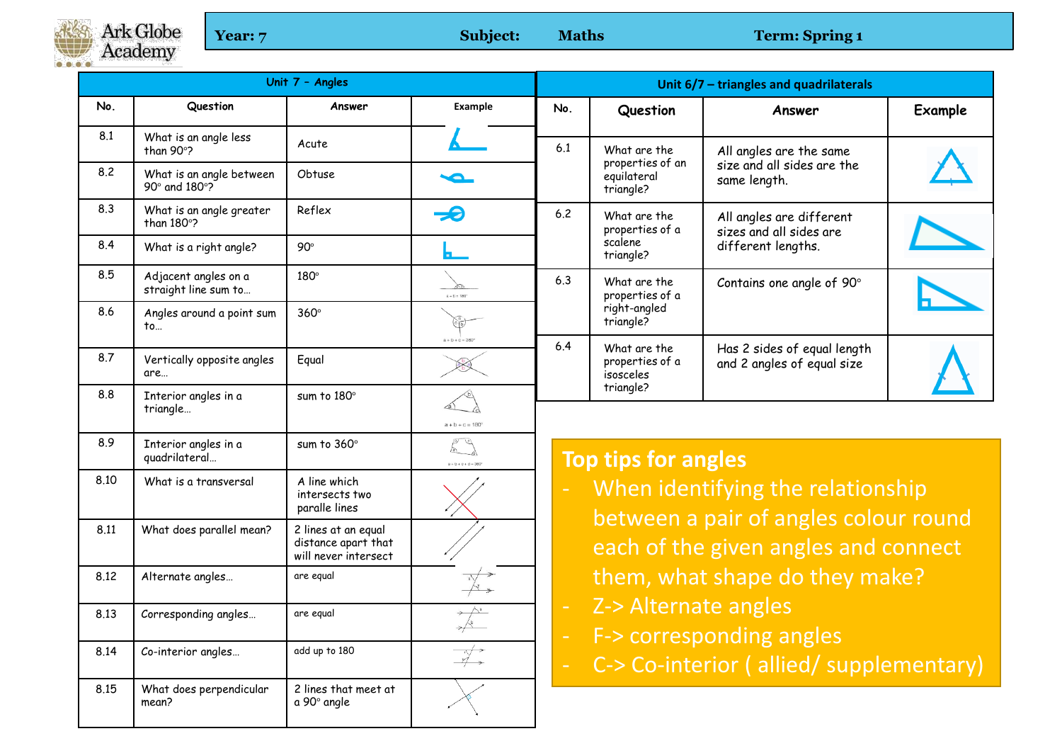Ark Globe Academy

| Year: 7 | Subject: Maths | Term: Spring 1 |
|---|---|---|

## Unit 7 – Angles

| No. | Question | Answer | Example |
|---|---|---|---|
| 8.1 | What is an angle less than 90°? | Acute | |
| 8.2 | What is an angle between 90° and 180°? | Obtuse | |
| 8.3 | What is an angle greater than 180°? | Reflex | |
| 8.4 | What is a right angle? | 90° | |
| 8.5 | Adjacent angles on a straight line sum to… | 180° | $a + b = 180°$ |
| 8.6 | Angles around a point sum to… | 360° | $a + b + c = 360°$ |
| 8.7 | Vertically opposite angles are… | Equal | |
| 8.8 | Interior angles in a triangle… | sum to 180° | $a + b + c = 180°$ |
| 8.9 | Interior angles in a quadrilateral… | sum to 360° | $a + b + c + d = 360°$ |
| 8.10 | What is a transversal | A line which intersects two paralle lines | |
| 8.11 | What does parallel mean? | 2 lines at an equal distance apart that will never intersect | |
| 8.12 | Alternate angles… | are equal | |
| 8.13 | Corresponding angles… | are equal | |
| 8.14 | Co-interior angles… | add up to 180 | |
| 8.15 | What does perpendicular mean? | 2 lines that meet at a 90° angle | |

## Unit 6/7 – triangles and quadrilaterals

| No. | Question | Answer | Example |
|---|---|---|---|
| 6.1 | What are the properties of an equilateral triangle? | All angles are the same size and all sides are the same length. | |
| 6.2 | What are the properties of a scalene triangle? | All angles are different sizes and all sides are different lengths. | |
| 6.3 | What are the properties of a right-angled triangle? | Contains one angle of 90° | |
| 6.4 | What are the properties of a isosceles triangle? | Has 2 sides of equal length and 2 angles of equal size | |

## Top tips for angles

- When identifying the relationship between a pair of angles colour round each of the given angles and connect them, what shape do they make?
- Z-> Alternate angles
- F-> corresponding angles
- C-> Co-interior ( allied/ supplementary)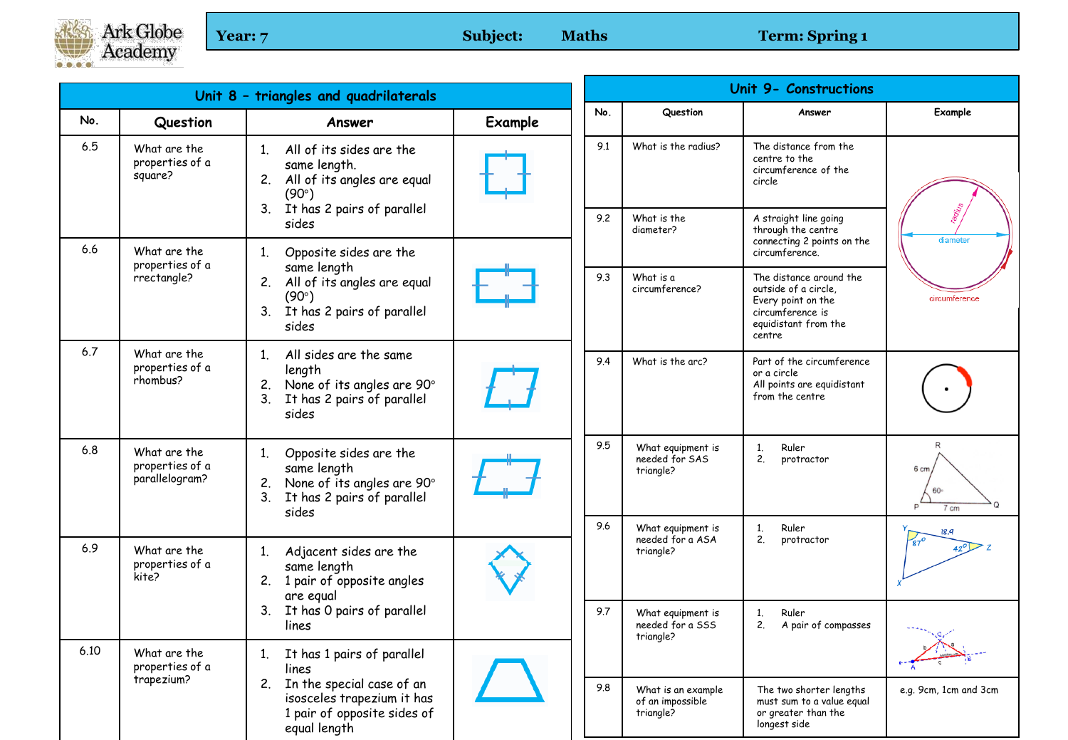Ark Globe Academy

**Year: 7** | **Subject: Maths** | **Term: Spring 1**

## Unit 8 – triangles and quadrilaterals

| No. | Question | Answer | Example |
|---|---|---|---|
| 6.5 | What are the properties of a square? | 1. All of its sides are the same length. 2. All of its angles are equal (90°) 3. It has 2 pairs of parallel sides | |
| 6.6 | What are the properties of a rrectangle? | 1. Opposite sides are the same length 2. All of its angles are equal (90°) 3. It has 2 pairs of parallel sides | |
| 6.7 | What are the properties of a rhombus? | 1. All sides are the same length 2. None of its angles are 90° 3. It has 2 pairs of parallel sides | |
| 6.8 | What are the properties of a parallelogram? | 1. Opposite sides are the same length 2. None of its angles are 90° 3. It has 2 pairs of parallel sides | |
| 6.9 | What are the properties of a kite? | 1. Adjacent sides are the same length 2. 1 pair of opposite angles are equal 3. It has 0 pairs of parallel lines | |
| 6.10 | What are the properties of a trapezium? | 1. It has 1 pairs of parallel lines 2. In the special case of an isosceles trapezium it has 1 pair of opposite sides of equal length | |

## Unit 9- Constructions

| No. | Question | Answer | Example |
|---|---|---|---|
| 9.1 | What is the radius? | The distance from the centre to the circumference of the circle | radius, diameter, circumference |
| 9.2 | What is the diameter? | A straight line going through the centre connecting 2 points on the circumference. | |
| 9.3 | What is a circumference? | The distance around the outside of a circle, Every point on the circumference is equidistant from the centre | |
| 9.4 | What is the arc? | Part of the circumference or a circle All points are equidistant from the centre | |
| 9.5 | What equipment is needed for SAS triangle? | 1. Ruler 2. protractor | R, 6 cm, 60°, P, 7 cm, Q |
| 9.6 | What equipment is needed for a ASA triangle? | 1. Ruler 2. protractor | Y, 18.9, 87°, 42°, Z, X |
| 9.7 | What equipment is needed for a SSS triangle? | 1. Ruler 2. A pair of compasses | |
| 9.8 | What is an example of an impossible triangle? | The two shorter lengths must sum to a value equal or greater than the longest side | e.g. 9cm, 1cm and 3cm |